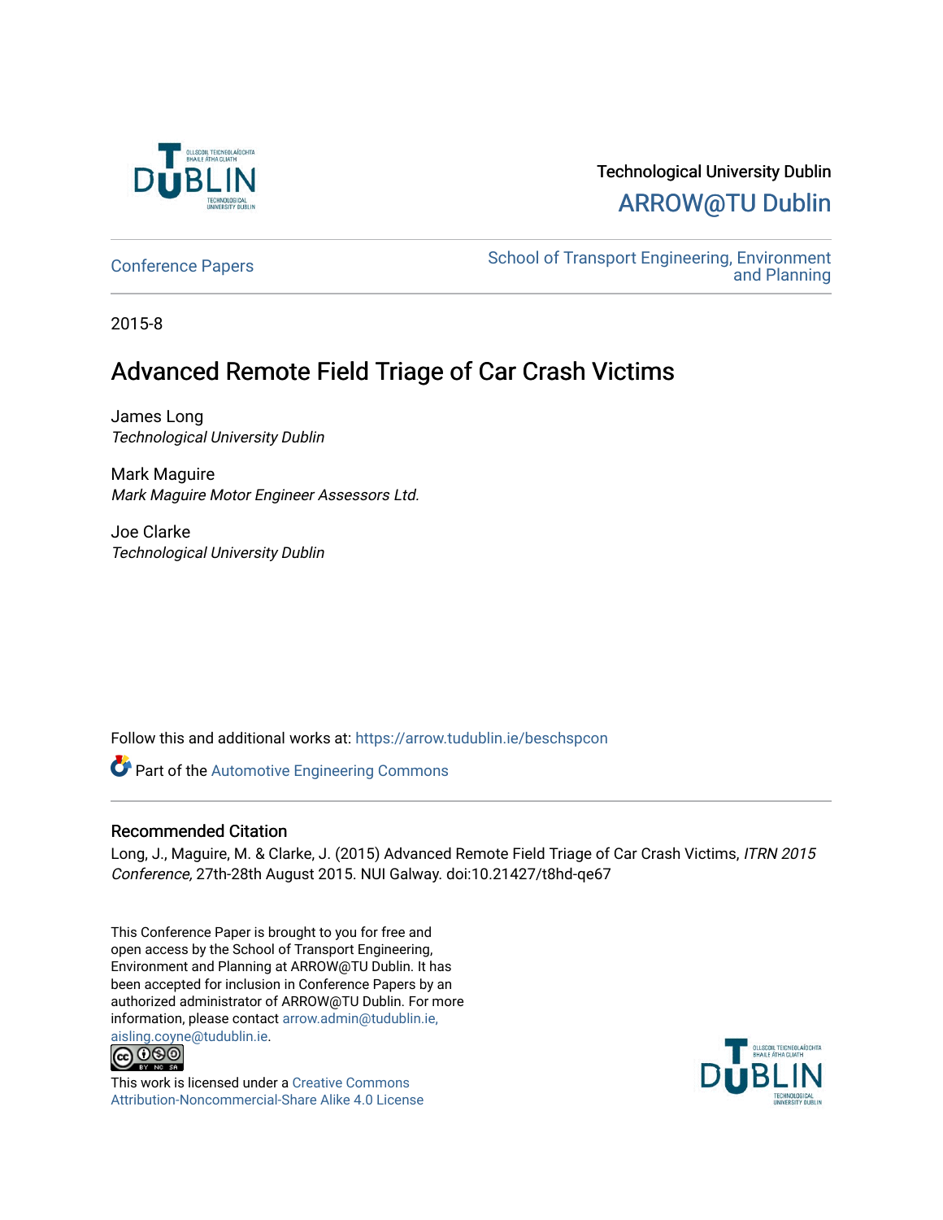Technological University Dublin

ARROW@TU Dublin

Conference Papers

School of Transport Engineering, Environment and Planning

2015-8

# Advanced Remote Field Triage of Car Crash Victims

James Long
*Technological University Dublin*

Mark Maguire
*Mark Maguire Motor Engineer Assessors Ltd.*

Joe Clarke
*Technological University Dublin*

Follow this and additional works at: https://arrow.tudublin.ie/beschspcon

Part of the Automotive Engineering Commons

## Recommended Citation

Long, J., Maguire, M. & Clarke, J. (2015) Advanced Remote Field Triage of Car Crash Victims, *ITRN 2015 Conference,* 27th-28th August 2015. NUI Galway. doi:10.21427/t8hd-qe67

This Conference Paper is brought to you for free and open access by the School of Transport Engineering, Environment and Planning at ARROW@TU Dublin. It has been accepted for inclusion in Conference Papers by an authorized administrator of ARROW@TU Dublin. For more information, please contact arrow.admin@tudublin.ie, aisling.coyne@tudublin.ie.

This work is licensed under a Creative Commons Attribution-Noncommercial-Share Alike 4.0 License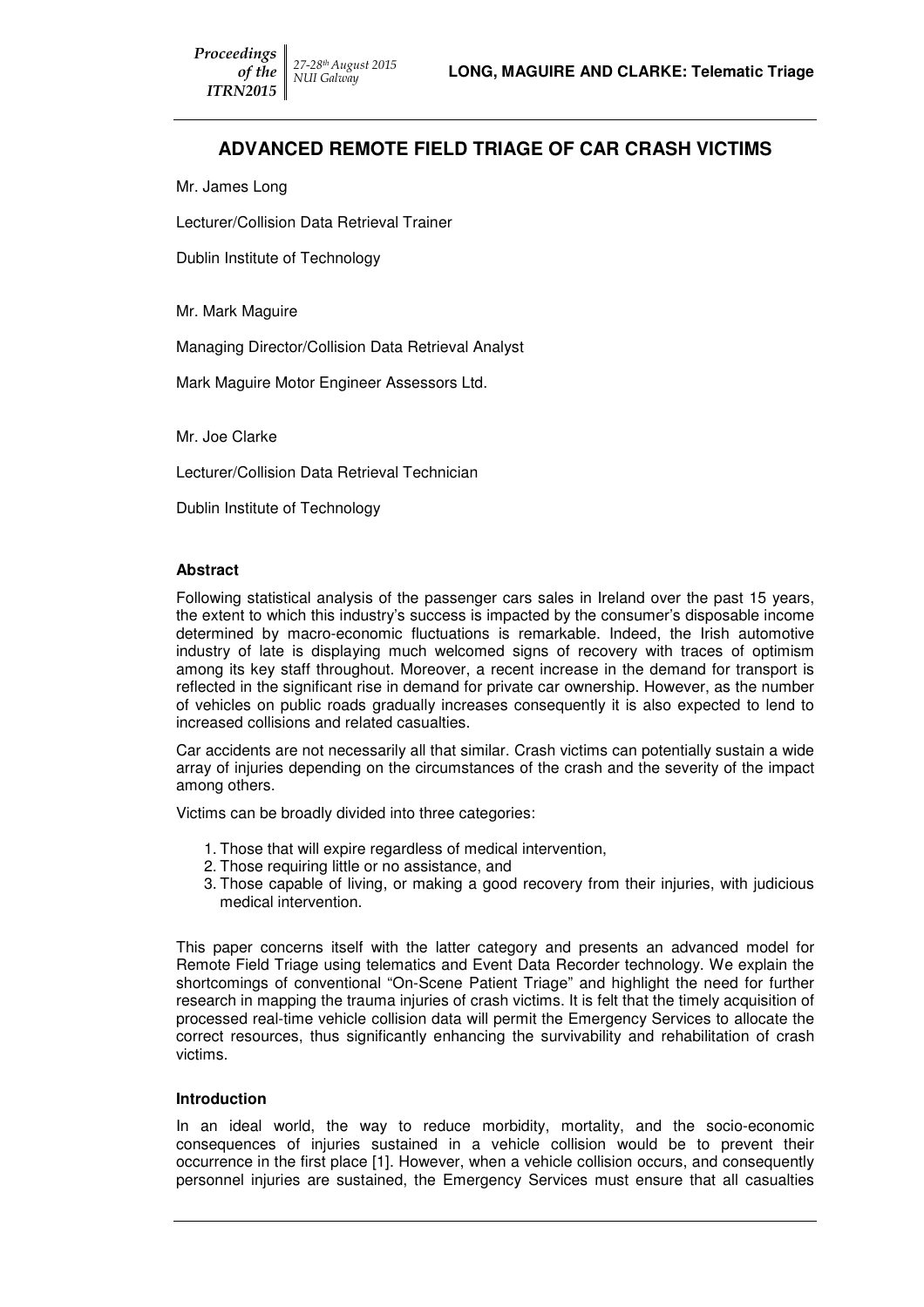# ADVANCED REMOTE FIELD TRIAGE OF CAR CRASH VICTIMS

Mr. James Long

Lecturer/Collision Data Retrieval Trainer

Dublin Institute of Technology

Mr. Mark Maguire

Managing Director/Collision Data Retrieval Analyst

Mark Maguire Motor Engineer Assessors Ltd.

Mr. Joe Clarke

Lecturer/Collision Data Retrieval Technician

Dublin Institute of Technology

### Abstract

Following statistical analysis of the passenger cars sales in Ireland over the past 15 years, the extent to which this industry's success is impacted by the consumer's disposable income determined by macro-economic fluctuations is remarkable. Indeed, the Irish automotive industry of late is displaying much welcomed signs of recovery with traces of optimism among its key staff throughout. Moreover, a recent increase in the demand for transport is reflected in the significant rise in demand for private car ownership. However, as the number of vehicles on public roads gradually increases consequently it is also expected to lend to increased collisions and related casualties.

Car accidents are not necessarily all that similar. Crash victims can potentially sustain a wide array of injuries depending on the circumstances of the crash and the severity of the impact among others.

Victims can be broadly divided into three categories:

1. Those that will expire regardless of medical intervention,
2. Those requiring little or no assistance, and
3. Those capable of living, or making a good recovery from their injuries, with judicious medical intervention.

This paper concerns itself with the latter category and presents an advanced model for Remote Field Triage using telematics and Event Data Recorder technology. We explain the shortcomings of conventional "On-Scene Patient Triage" and highlight the need for further research in mapping the trauma injuries of crash victims. It is felt that the timely acquisition of processed real-time vehicle collision data will permit the Emergency Services to allocate the correct resources, thus significantly enhancing the survivability and rehabilitation of crash victims.

### Introduction

In an ideal world, the way to reduce morbidity, mortality, and the socio-economic consequences of injuries sustained in a vehicle collision would be to prevent their occurrence in the first place [1]. However, when a vehicle collision occurs, and consequently personnel injuries are sustained, the Emergency Services must ensure that all casualties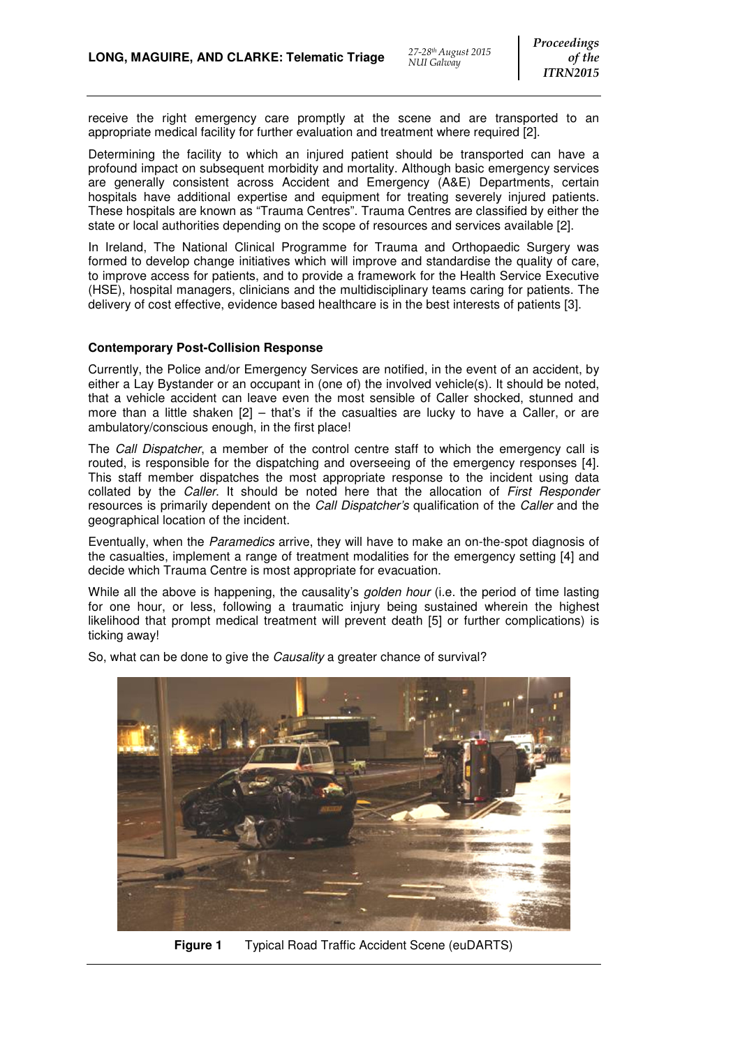receive the right emergency care promptly at the scene and are transported to an appropriate medical facility for further evaluation and treatment where required [2].

Determining the facility to which an injured patient should be transported can have a profound impact on subsequent morbidity and mortality. Although basic emergency services are generally consistent across Accident and Emergency (A&E) Departments, certain hospitals have additional expertise and equipment for treating severely injured patients. These hospitals are known as "Trauma Centres". Trauma Centres are classified by either the state or local authorities depending on the scope of resources and services available [2].

In Ireland, The National Clinical Programme for Trauma and Orthopaedic Surgery was formed to develop change initiatives which will improve and standardise the quality of care, to improve access for patients, and to provide a framework for the Health Service Executive (HSE), hospital managers, clinicians and the multidisciplinary teams caring for patients. The delivery of cost effective, evidence based healthcare is in the best interests of patients [3].

**Contemporary Post-Collision Response**

Currently, the Police and/or Emergency Services are notified, in the event of an accident, by either a Lay Bystander or an occupant in (one of) the involved vehicle(s). It should be noted, that a vehicle accident can leave even the most sensible of Caller shocked, stunned and more than a little shaken [2] – that's if the casualties are lucky to have a Caller, or are ambulatory/conscious enough, in the first place!

The *Call Dispatcher*, a member of the control centre staff to which the emergency call is routed, is responsible for the dispatching and overseeing of the emergency responses [4]. This staff member dispatches the most appropriate response to the incident using data collated by the *Caller*. It should be noted here that the allocation of *First Responder* resources is primarily dependent on the *Call Dispatcher's* qualification of the *Caller* and the geographical location of the incident.

Eventually, when the *Paramedics* arrive, they will have to make an on-the-spot diagnosis of the casualties, implement a range of treatment modalities for the emergency setting [4] and decide which Trauma Centre is most appropriate for evacuation.

While all the above is happening, the causality's *golden hour* (i.e. the period of time lasting for one hour, or less, following a traumatic injury being sustained wherein the highest likelihood that prompt medical treatment will prevent death [5] or further complications) is ticking away!

So, what can be done to give the *Causality* a greater chance of survival?

**Figure 1** Typical Road Traffic Accident Scene (euDARTS)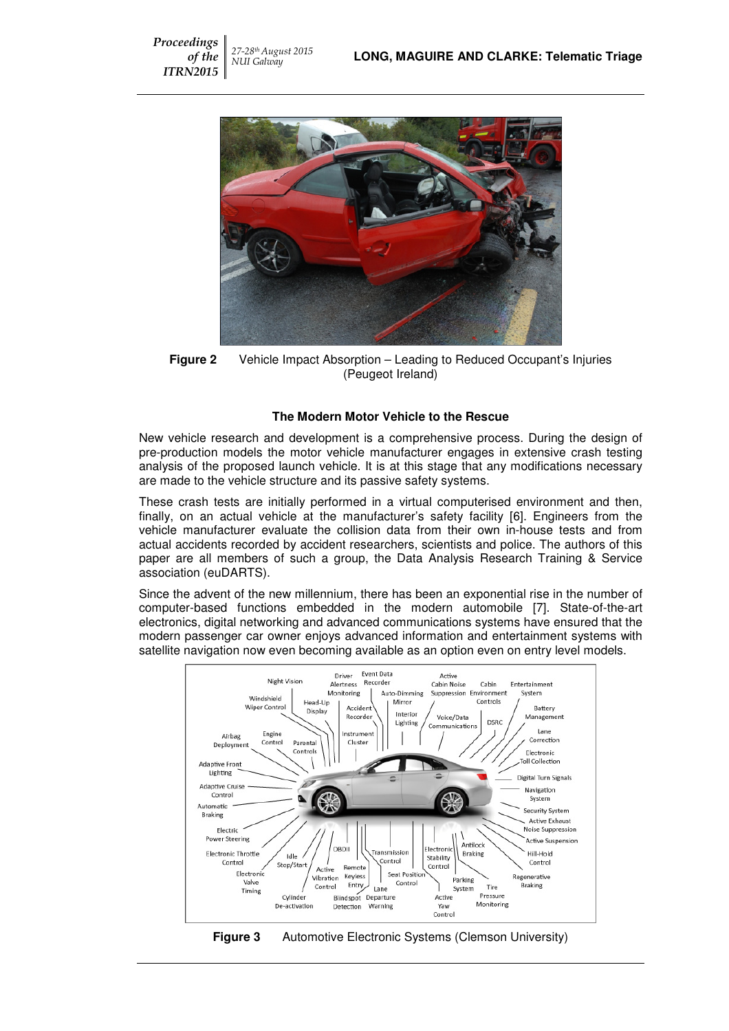**Figure 2** Vehicle Impact Absorption – Leading to Reduced Occupant's Injuries (Peugeot Ireland)

**The Modern Motor Vehicle to the Rescue**

New vehicle research and development is a comprehensive process. During the design of pre-production models the motor vehicle manufacturer engages in extensive crash testing analysis of the proposed launch vehicle. It is at this stage that any modifications necessary are made to the vehicle structure and its passive safety systems.

These crash tests are initially performed in a virtual computerised environment and then, finally, on an actual vehicle at the manufacturer's safety facility [6]. Engineers from the vehicle manufacturer evaluate the collision data from their own in-house tests and from actual accidents recorded by accident researchers, scientists and police. The authors of this paper are all members of such a group, the Data Analysis Research Training & Service association (euDARTS).

Since the advent of the new millennium, there has been an exponential rise in the number of computer-based functions embedded in the modern automobile [7]. State-of-the-art electronics, digital networking and advanced communications systems have ensured that the modern passenger car owner enjoys advanced information and entertainment systems with satellite navigation now even becoming available as an option even on entry level models.

Night Vision
Driver Alertness Monitoring
Event Data Recorder
Active Cabin Noise Suppression
Cabin Environment Controls
Entertainment System
Windshield Wiper Control
Head-Up Display
Accident Recorder
Auto-Dimming Mirror
Interior Lighting
Voice/Data Communications
DSRC
Battery Management
Airbag Deployment
Engine Control
Parental Controls
Instrument Cluster
Lane Correction
Electronic Toll Collection
Adaptive Front Lighting
Digital Turn Signals
Adaptive Cruise Control
Navigation System
Automatic Braking
Security System
Active Exhaust Noise Suppression
Electric Power Steering
Active Suspension
Electronic Throttle Control
Idle Stop/Start
OBDII
Transmission Control
Electronic Stability Control
Antilock Braking
Hill-Hold Control
Electronic Valve Timing
Active Vibration Control
Remote Keyless Entry
Seat Position Control
Parking System
Regenerative Braking
Cylinder De-activation
Blindspot Detection
Lane Departure Warning
Active Yaw Control
Tire Pressure Monitoring

**Figure 3** Automotive Electronic Systems (Clemson University)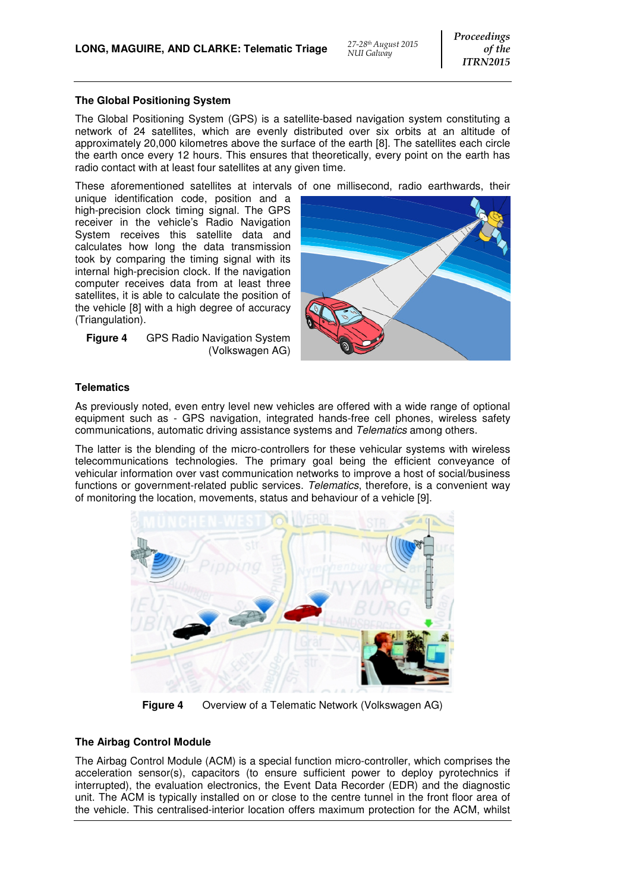### The Global Positioning System

The Global Positioning System (GPS) is a satellite-based navigation system constituting a network of 24 satellites, which are evenly distributed over six orbits at an altitude of approximately 20,000 kilometres above the surface of the earth [8]. The satellites each circle the earth once every 12 hours. This ensures that theoretically, every point on the earth has radio contact with at least four satellites at any given time.

These aforementioned satellites at intervals of one millisecond, radio earthwards, their unique identification code, position and a high-precision clock timing signal. The GPS receiver in the vehicle's Radio Navigation System receives this satellite data and calculates how long the data transmission took by comparing the timing signal with its internal high-precision clock. If the navigation computer receives data from at least three satellites, it is able to calculate the position of the vehicle [8] with a high degree of accuracy (Triangulation).

**Figure 4** GPS Radio Navigation System (Volkswagen AG)

### Telematics

As previously noted, even entry level new vehicles are offered with a wide range of optional equipment such as - GPS navigation, integrated hands-free cell phones, wireless safety communications, automatic driving assistance systems and *Telematics* among others.

The latter is the blending of the micro-controllers for these vehicular systems with wireless telecommunications technologies. The primary goal being the efficient conveyance of vehicular information over vast communication networks to improve a host of social/business functions or government-related public services. *Telematics*, therefore, is a convenient way of monitoring the location, movements, status and behaviour of a vehicle [9].

**Figure 4** Overview of a Telematic Network (Volkswagen AG)

### The Airbag Control Module

The Airbag Control Module (ACM) is a special function micro-controller, which comprises the acceleration sensor(s), capacitors (to ensure sufficient power to deploy pyrotechnics if interrupted), the evaluation electronics, the Event Data Recorder (EDR) and the diagnostic unit. The ACM is typically installed on or close to the centre tunnel in the front floor area of the vehicle. This centralised-interior location offers maximum protection for the ACM, whilst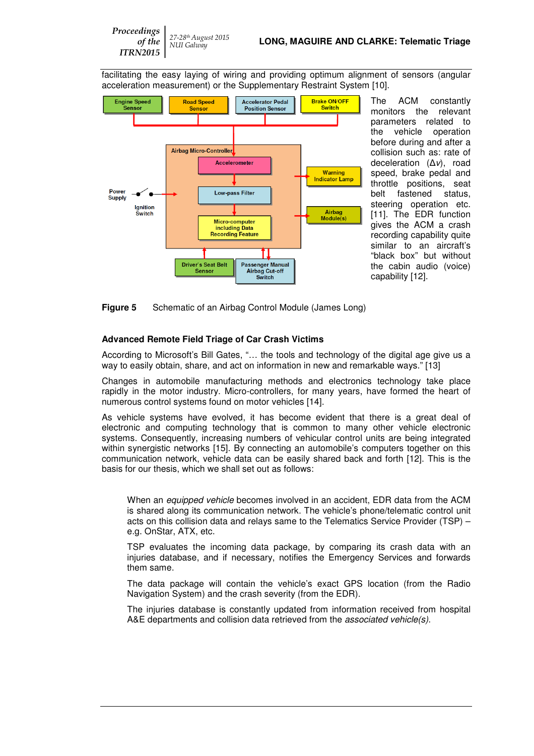facilitating the easy laying of wiring and providing optimum alignment of sensors (angular acceleration measurement) or the Supplementary Restraint System [10].

Engine Speed Sensor
Road Speed Sensor
Accelerator Pedal Position Sensor
Brake ON/OFF Switch
Airbag Micro-Controller
Accelerometer
Low-pass Filter
Micro-computer including Data Recording Feature
Warning Indicator Lamp
Airbag Module(s)
Power Supply
Ignition Switch
Driver's Seat Belt Sensor
Passenger Manual Airbag Cut-off Switch

The ACM constantly monitors the relevant parameters related to the vehicle operation before during and after a collision such as: rate of deceleration ($\Delta v$), road speed, brake pedal and throttle positions, seat belt fastened status, steering operation etc. [11]. The EDR function gives the ACM a crash recording capability quite similar to an aircraft's "black box" but without the cabin audio (voice) capability [12].

**Figure 5** Schematic of an Airbag Control Module (James Long)

### Advanced Remote Field Triage of Car Crash Victims

According to Microsoft's Bill Gates, "… the tools and technology of the digital age give us a way to easily obtain, share, and act on information in new and remarkable ways." [13]

Changes in automobile manufacturing methods and electronics technology take place rapidly in the motor industry. Micro-controllers, for many years, have formed the heart of numerous control systems found on motor vehicles [14].

As vehicle systems have evolved, it has become evident that there is a great deal of electronic and computing technology that is common to many other vehicle electronic systems. Consequently, increasing numbers of vehicular control units are being integrated within synergistic networks [15]. By connecting an automobile's computers together on this communication network, vehicle data can be easily shared back and forth [12]. This is the basis for our thesis, which we shall set out as follows:

> When an *equipped vehicle* becomes involved in an accident, EDR data from the ACM is shared along its communication network. The vehicle's phone/telematic control unit acts on this collision data and relays same to the Telematics Service Provider (TSP) – e.g. OnStar, ATX, etc.
>
> TSP evaluates the incoming data package, by comparing its crash data with an injuries database, and if necessary, notifies the Emergency Services and forwards them same.
>
> The data package will contain the vehicle's exact GPS location (from the Radio Navigation System) and the crash severity (from the EDR).
>
> The injuries database is constantly updated from information received from hospital A&E departments and collision data retrieved from the *associated vehicle(s)*.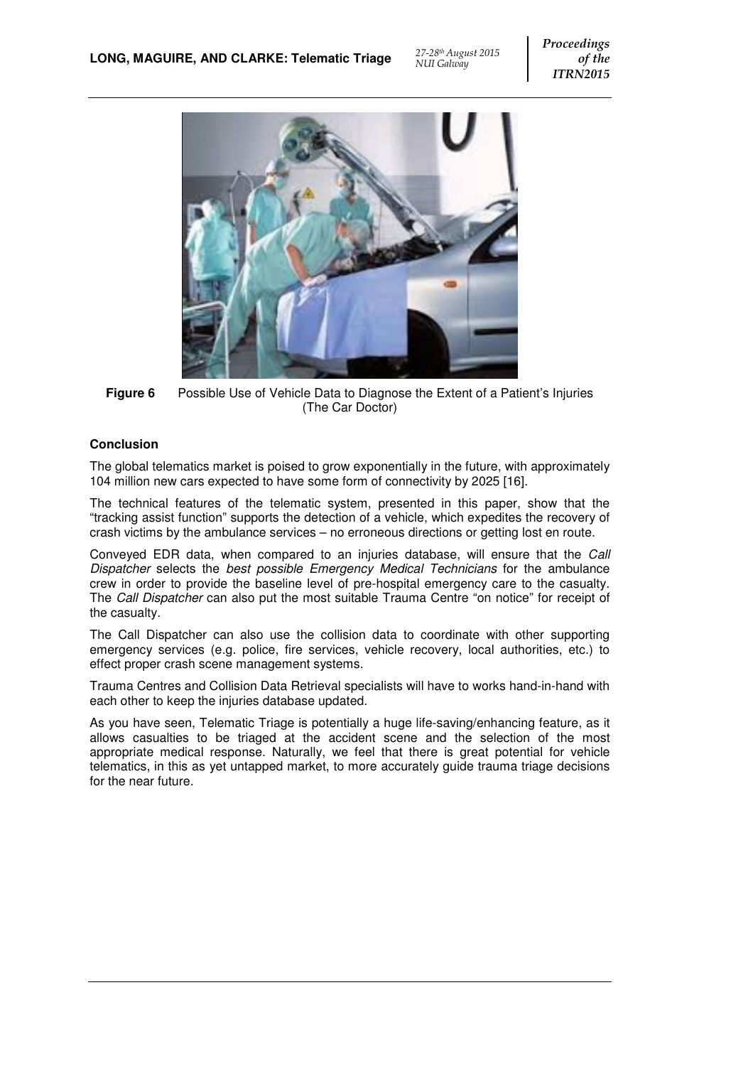**Figure 6** Possible Use of Vehicle Data to Diagnose the Extent of a Patient's Injuries (The Car Doctor)

## Conclusion

The global telematics market is poised to grow exponentially in the future, with approximately 104 million new cars expected to have some form of connectivity by 2025 [16].

The technical features of the telematic system, presented in this paper, show that the "tracking assist function" supports the detection of a vehicle, which expedites the recovery of crash victims by the ambulance services – no erroneous directions or getting lost en route.

Conveyed EDR data, when compared to an injuries database, will ensure that the *Call Dispatcher* selects the *best possible Emergency Medical Technicians* for the ambulance crew in order to provide the baseline level of pre-hospital emergency care to the casualty. The *Call Dispatcher* can also put the most suitable Trauma Centre "on notice" for receipt of the casualty.

The Call Dispatcher can also use the collision data to coordinate with other supporting emergency services (e.g. police, fire services, vehicle recovery, local authorities, etc.) to effect proper crash scene management systems.

Trauma Centres and Collision Data Retrieval specialists will have to works hand-in-hand with each other to keep the injuries database updated.

As you have seen, Telematic Triage is potentially a huge life-saving/enhancing feature, as it allows casualties to be triaged at the accident scene and the selection of the most appropriate medical response. Naturally, we feel that there is great potential for vehicle telematics, in this as yet untapped market, to more accurately guide trauma triage decisions for the near future.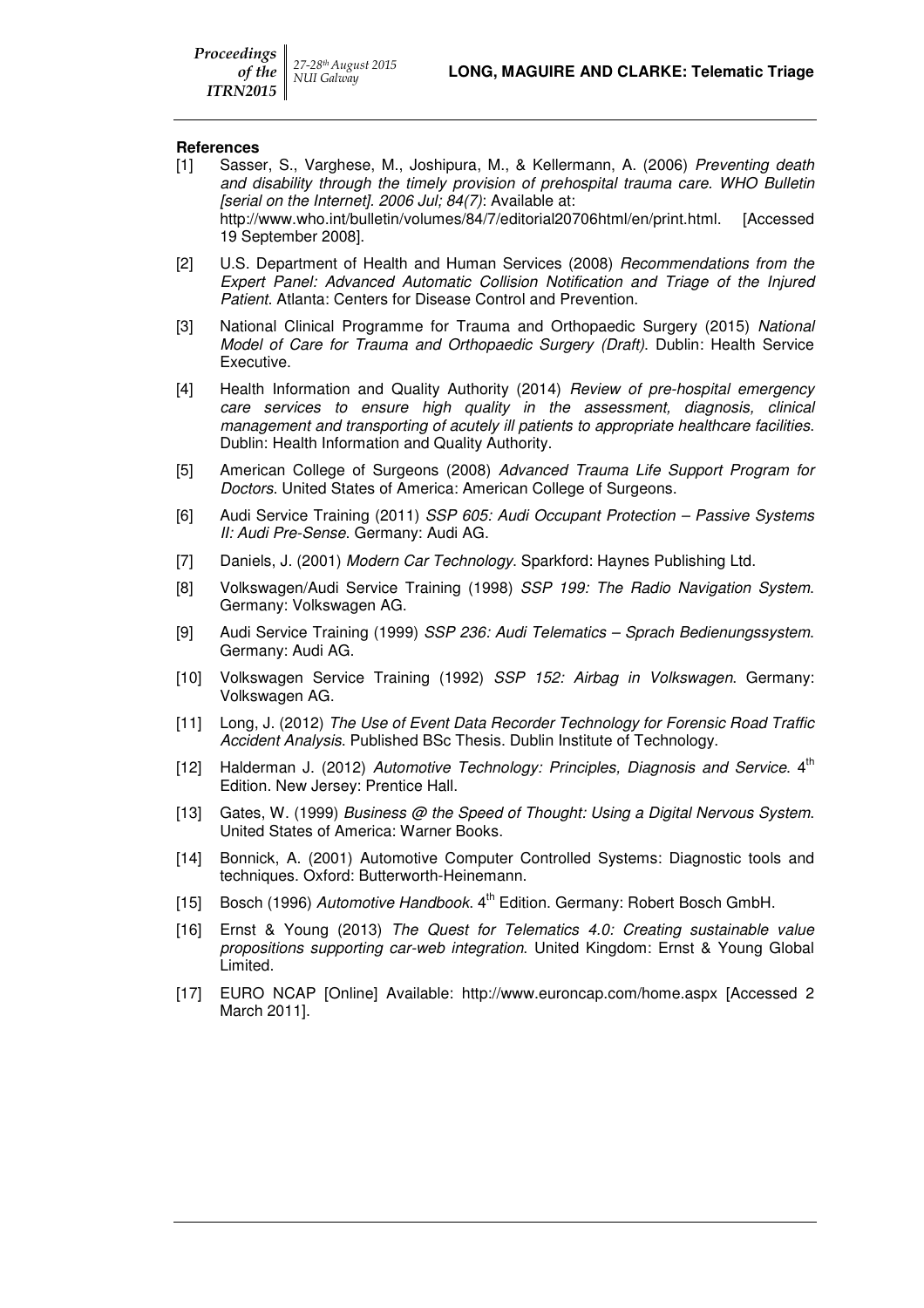**References**

[1] Sasser, S., Varghese, M., Joshipura, M., & Kellermann, A. (2006) *Preventing death and disability through the timely provision of prehospital trauma care. WHO Bulletin [serial on the Internet]. 2006 Jul; 84(7)*: Available at: http://www.who.int/bulletin/volumes/84/7/editorial20706html/en/print.html. [Accessed 19 September 2008].

[2] U.S. Department of Health and Human Services (2008) *Recommendations from the Expert Panel: Advanced Automatic Collision Notification and Triage of the Injured Patient*. Atlanta: Centers for Disease Control and Prevention.

[3] National Clinical Programme for Trauma and Orthopaedic Surgery (2015) *National Model of Care for Trauma and Orthopaedic Surgery (Draft)*. Dublin: Health Service Executive.

[4] Health Information and Quality Authority (2014) *Review of pre-hospital emergency care services to ensure high quality in the assessment, diagnosis, clinical management and transporting of acutely ill patients to appropriate healthcare facilities*. Dublin: Health Information and Quality Authority.

[5] American College of Surgeons (2008) *Advanced Trauma Life Support Program for Doctors*. United States of America: American College of Surgeons.

[6] Audi Service Training (2011) *SSP 605: Audi Occupant Protection – Passive Systems II: Audi Pre-Sense*. Germany: Audi AG.

[7] Daniels, J. (2001) *Modern Car Technology*. Sparkford: Haynes Publishing Ltd.

[8] Volkswagen/Audi Service Training (1998) *SSP 199: The Radio Navigation System*. Germany: Volkswagen AG.

[9] Audi Service Training (1999) *SSP 236: Audi Telematics – Sprach Bedienungssystem*. Germany: Audi AG.

[10] Volkswagen Service Training (1992) *SSP 152: Airbag in Volkswagen*. Germany: Volkswagen AG.

[11] Long, J. (2012) *The Use of Event Data Recorder Technology for Forensic Road Traffic Accident Analysis*. Published BSc Thesis. Dublin Institute of Technology.

[12] Halderman J. (2012) *Automotive Technology: Principles, Diagnosis and Service*. 4th Edition. New Jersey: Prentice Hall.

[13] Gates, W. (1999) *Business @ the Speed of Thought: Using a Digital Nervous System*. United States of America: Warner Books.

[14] Bonnick, A. (2001) Automotive Computer Controlled Systems: Diagnostic tools and techniques. Oxford: Butterworth-Heinemann.

[15] Bosch (1996) *Automotive Handbook*. 4th Edition. Germany: Robert Bosch GmbH.

[16] Ernst & Young (2013) *The Quest for Telematics 4.0: Creating sustainable value propositions supporting car-web integration*. United Kingdom: Ernst & Young Global Limited.

[17] EURO NCAP [Online] Available: http://www.euroncap.com/home.aspx [Accessed 2 March 2011].